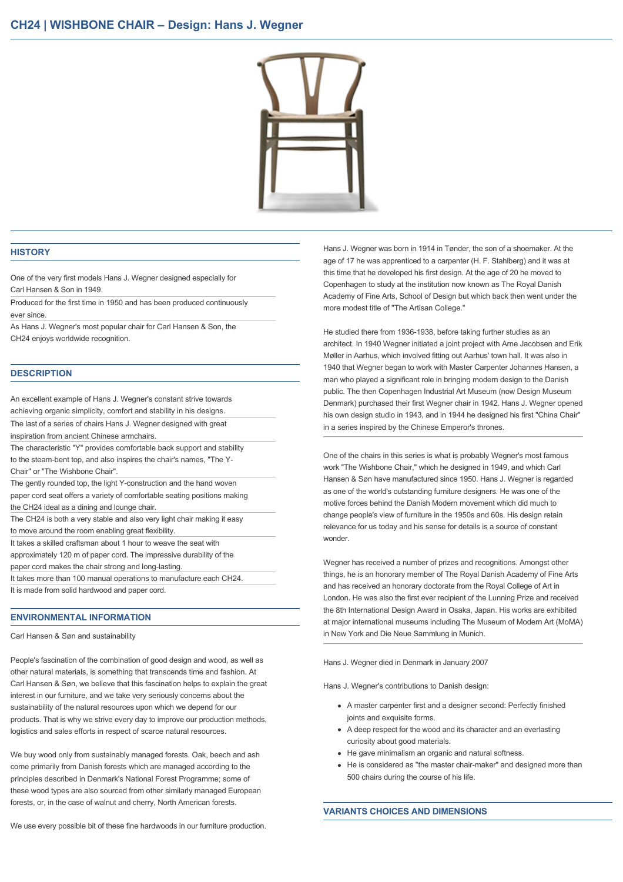# CH24 | WISHBONE CHAIR – Design: Hans J. Wegner

## HISTORY

One of the very first models Hans J. Wegner designed especially for Carl Hansen & Son in 1949.

Produced for the first time in 1950 and has been produced continuously ever since.

As Hans J. Wegner's most popular chair for Carl Hansen & Son, the CH24 enjoys worldwide recognition.

## DESCRIPTION

An excellent example of Hans J. Wegner's constant strive towards achieving organic simplicity, comfort and stability in his designs.

The last of a series of chairs Hans J. Wegner designed with great inspiration from ancient Chinese armchairs.

The characteristic "Y" provides comfortable back support and stability to the steam-bent top, and also inspires the chair's names, "The Y-Chair" or "The Wishbone Chair".

The gently rounded top, the light Y-construction and the hand woven paper cord seat offers a variety of comfortable seating positions making the CH24 ideal as a dining and lounge chair.

The CH24 is both a very stable and also very light chair making it easy to move around the room enabling great flexibility.

It takes a skilled craftsman about 1 hour to weave the seat with approximately 120 m of paper cord. The impressive durability of the paper cord makes the chair strong and long-lasting.

It takes more than 100 manual operations to manufacture each CH24.

It is made from solid hardwood and paper cord.

## ENVIRONMENTAL INFORMATION

Carl Hansen & Søn and sustainability

People's fascination of the combination of good design and wood, as well as other natural materials, is something that transcends time and fashion. At Carl Hansen & Søn, we believe that this fascination helps to explain the great interest in our furniture, and we take very seriously concerns about the sustainability of the natural resources upon which we depend for our products. That is why we strive every day to improve our production methods, logistics and sales efforts in respect of scarce natural resources.

We buy wood only from sustainably managed forests. Oak, beech and ash come primarily from Danish forests which are managed according to the principles described in Denmark's National Forest Programme; some of these wood types are also sourced from other similarly managed European forests, or, in the case of walnut and cherry, North American forests.

We use every possible bit of these fine hardwoods in our furniture production.

Hans J. Wegner was born in 1914 in Tønder, the son of a shoemaker. At the age of 17 he was apprenticed to a carpenter (H. F. Stahlberg) and it was at this time that he developed his first design. At the age of 20 he moved to Copenhagen to study at the institution now known as The Royal Danish Academy of Fine Arts, School of Design but which back then went under the more modest title of "The Artisan College."

He studied there from 1936-1938, before taking further studies as an architect. In 1940 Wegner initiated a joint project with Arne Jacobsen and Erik Møller in Aarhus, which involved fitting out Aarhus' town hall. It was also in 1940 that Wegner began to work with Master Carpenter Johannes Hansen, a man who played a significant role in bringing modern design to the Danish public. The then Copenhagen Industrial Art Museum (now Design Museum Denmark) purchased their first Wegner chair in 1942. Hans J. Wegner opened his own design studio in 1943, and in 1944 he designed his first "China Chair" in a series inspired by the Chinese Emperor's thrones.

One of the chairs in this series is what is probably Wegner's most famous work "The Wishbone Chair," which he designed in 1949, and which Carl Hansen & Søn have manufactured since 1950. Hans J. Wegner is regarded as one of the world's outstanding furniture designers. He was one of the motive forces behind the Danish Modern movement which did much to change people's view of furniture in the 1950s and 60s. His design retain relevance for us today and his sense for details is a source of constant wonder.

Wegner has received a number of prizes and recognitions. Amongst other things, he is an honorary member of The Royal Danish Academy of Fine Arts and has received an honorary doctorate from the Royal College of Art in London. He was also the first ever recipient of the Lunning Prize and received the 8th International Design Award in Osaka, Japan. His works are exhibited at major international museums including The Museum of Modern Art (MoMA) in New York and Die Neue Sammlung in Munich.

Hans J. Wegner died in Denmark in January 2007

Hans J. Wegner's contributions to Danish design:

- A master carpenter first and a designer second: Perfectly finished joints and exquisite forms.
- A deep respect for the wood and its character and an everlasting curiosity about good materials.
- He gave minimalism an organic and natural softness.
- He is considered as "the master chair-maker" and designed more than 500 chairs during the course of his life.

## VARIANTS CHOICES AND DIMENSIONS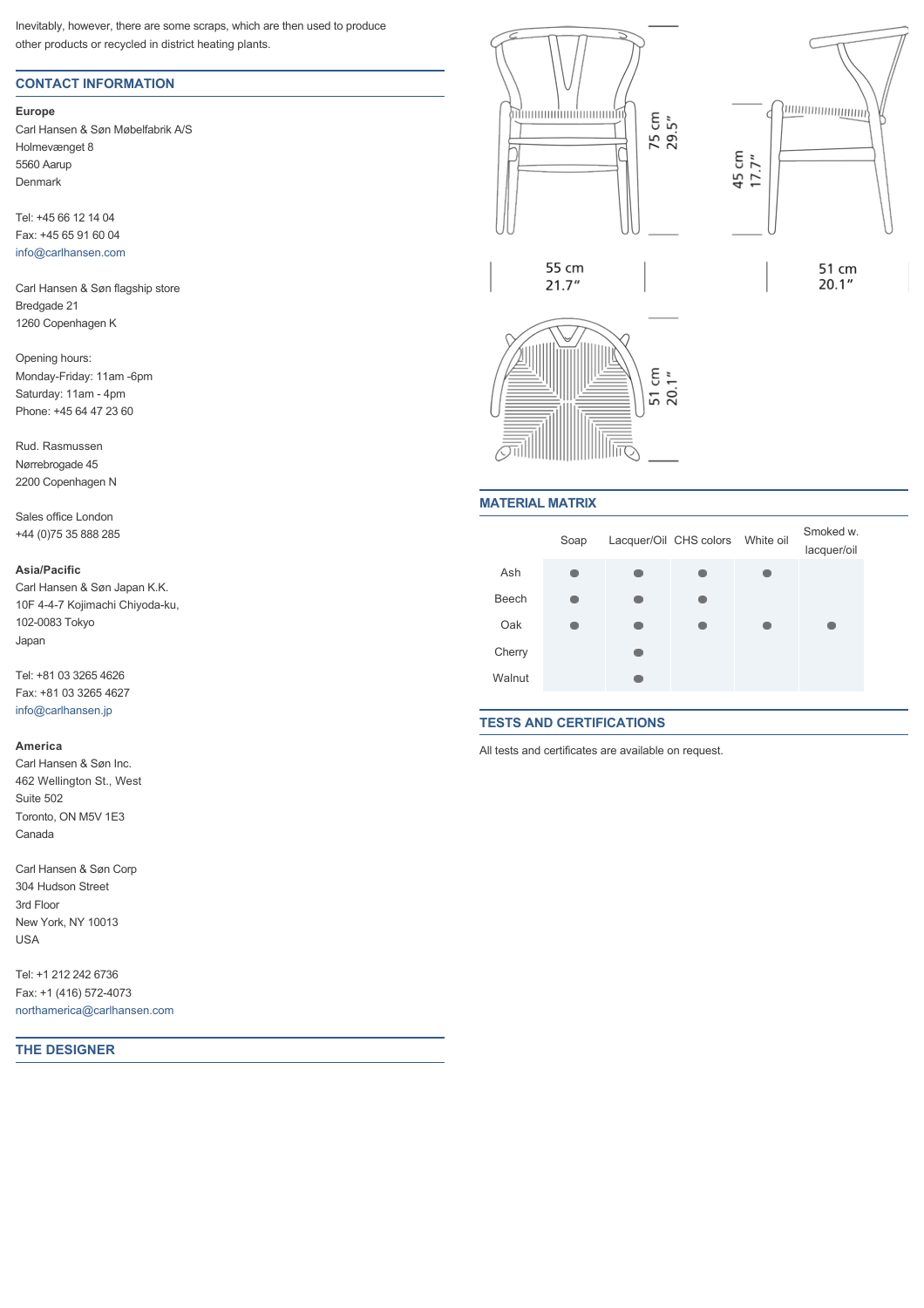Inevitably, however, there are some scraps, which are then used to produce other products or recycled in district heating plants.

## CONTACT INFORMATION

**Europe**
Carl Hansen & Søn Møbelfabrik A/S
Holmevænget 8
5560 Aarup
Denmark

Tel: +45 66 12 14 04
Fax: +45 65 91 60 04
info@carlhansen.com

Carl Hansen & Søn flagship store
Bredgade 21
1260 Copenhagen K

Opening hours:
Monday-Friday: 11am -6pm
Saturday: 11am - 4pm
Phone: +45 64 47 23 60

Rud. Rasmussen
Nørrebrogade 45
2200 Copenhagen N

Sales office London
+44 (0)75 35 888 285

**Asia/Pacific**
Carl Hansen & Søn Japan K.K.
10F 4-4-7 Kojimachi Chiyoda-ku,
102-0083 Tokyo
Japan

Tel: +81 03 3265 4626
Fax: +81 03 3265 4627
info@carlhansen.jp

**America**
Carl Hansen & Søn Inc.
462 Wellington St., West
Suite 502
Toronto, ON M5V 1E3
Canada

Carl Hansen & Søn Corp
304 Hudson Street
3rd Floor
New York, NY 10013
USA

Tel: +1 212 242 6736
Fax: +1 (416) 572-4073
northamerica@carlhansen.com

## THE DESIGNER

75 cm
29.5"

45 cm
17.7"

55 cm
21.7"

51 cm
20.1"

51 cm
20.1"

## MATERIAL MATRIX

| | Soap | Lacquer/Oil | CHS colors | White oil | Smoked w. lacquer/oil |
|---|---|---|---|---|---|
| Ash | ● | ● | ● | ● | |
| Beech | ● | ● | ● | | |
| Oak | ● | ● | ● | ● | ● |
| Cherry | | ● | | | |
| Walnut | | ● | | | |

## TESTS AND CERTIFICATIONS

All tests and certificates are available on request.